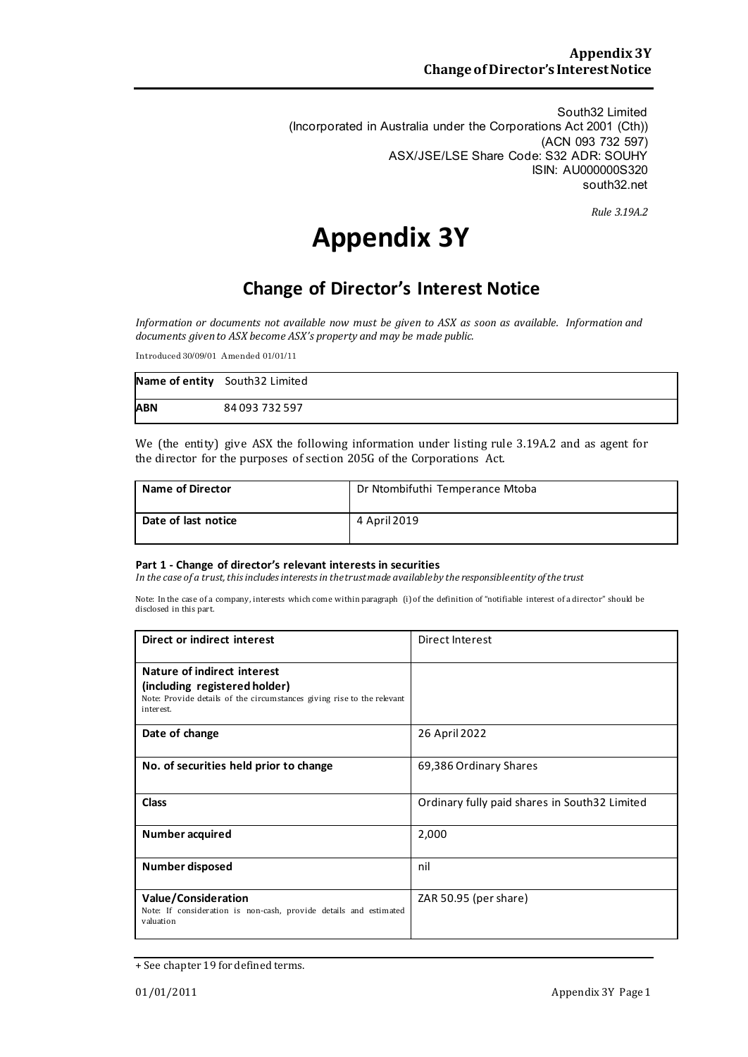South32 Limited
(Incorporated in Australia under the Corporations Act 2001 (Cth))
(ACN 093 732 597)
ASX/JSE/LSE Share Code: S32 ADR: SOUHY
ISIN: AU000000S320
south32.net

*Rule 3.19A.2*

# Appendix 3Y

## Change of Director's Interest Notice

*Information or documents not available now must be given to ASX as soon as available. Information and documents given to ASX become ASX's property and may be made public.*

Introduced 30/09/01 Amended 01/01/11

| **Name of entity** | South32 Limited |
|---|---|
| **ABN** | 84 093 732 597 |

We (the entity) give ASX the following information under listing rule 3.19A.2 and as agent for the director for the purposes of section 205G of the Corporations Act.

| **Name of Director** | Dr Ntombifuthi Temperance Mtoba |
|---|---|
| **Date of last notice** | 4 April 2019 |

#### Part 1 - Change of director's relevant interests in securities

*In the case of a trust, this includes interests in the trust made available by the responsible entity of the trust*

Note: In the case of a company, interests which come within paragraph (i) of the definition of "notifiable interest of a director" should be disclosed in this part.

| **Direct or indirect interest** | Direct Interest |
|---|---|
| **Nature of indirect interest (including registered holder)** Note: Provide details of the circumstances giving rise to the relevant interest. | |
| **Date of change** | 26 April 2022 |
| **No. of securities held prior to change** | 69,386 Ordinary Shares |
| **Class** | Ordinary fully paid shares in South32 Limited |
| **Number acquired** | 2,000 |
| **Number disposed** | nil |
| **Value/Consideration** Note: If consideration is non-cash, provide details and estimated valuation | ZAR 50.95 (per share) |

+ See chapter 19 for defined terms.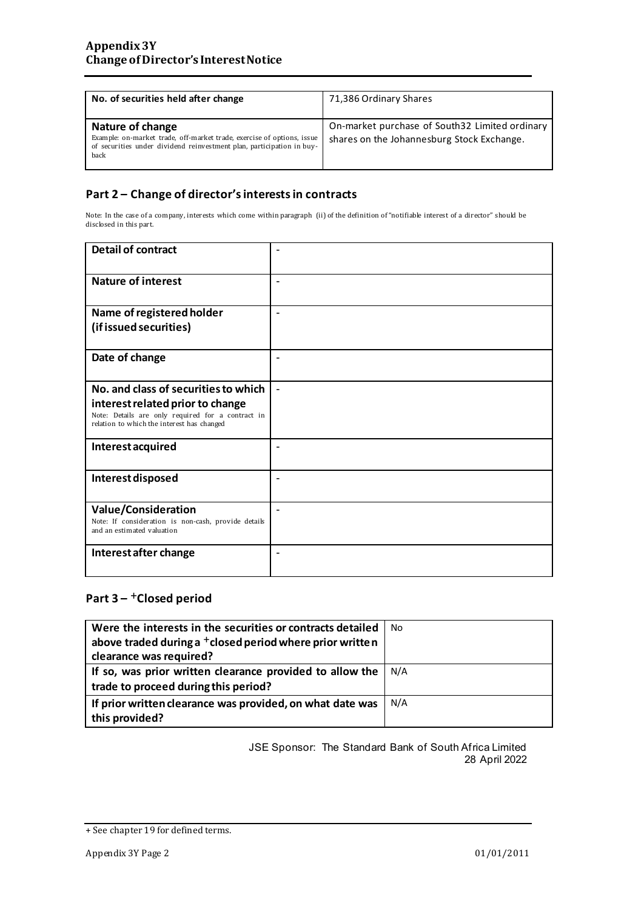| | |
|---|---|
| **No. of securities held after change** | 71,386 Ordinary Shares |
| **Nature of change**<br>Example: on-market trade, off-market trade, exercise of options, issue of securities under dividend reinvestment plan, participation in buy-back | On-market purchase of South32 Limited ordinary shares on the Johannesburg Stock Exchange. |

## Part 2 – Change of director's interests in contracts

Note: In the case of a company, interests which come within paragraph (ii) of the definition of "notifiable interest of a director" should be disclosed in this part.

| | |
|---|---|
| **Detail of contract** | - |
| **Nature of interest** | - |
| **Name of registered holder (if issued securities)** | - |
| **Date of change** | - |
| **No. and class of securities to which interest related prior to change**<br>Note: Details are only required for a contract in relation to which the interest has changed | - |
| **Interest acquired** | - |
| **Interest disposed** | - |
| **Value/Consideration**<br>Note: If consideration is non-cash, provide details and an estimated valuation | - |
| **Interest after change** | - |

## Part 3 – +Closed period

| | |
|---|---|
| **Were the interests in the securities or contracts detailed above traded during a +closed period where prior written clearance was required?** | No |
| **If so, was prior written clearance provided to allow the trade to proceed during this period?** | N/A |
| **If prior written clearance was provided, on what date was this provided?** | N/A |

JSE Sponsor: The Standard Bank of South Africa Limited
28 April 2022

+ See chapter 19 for defined terms.